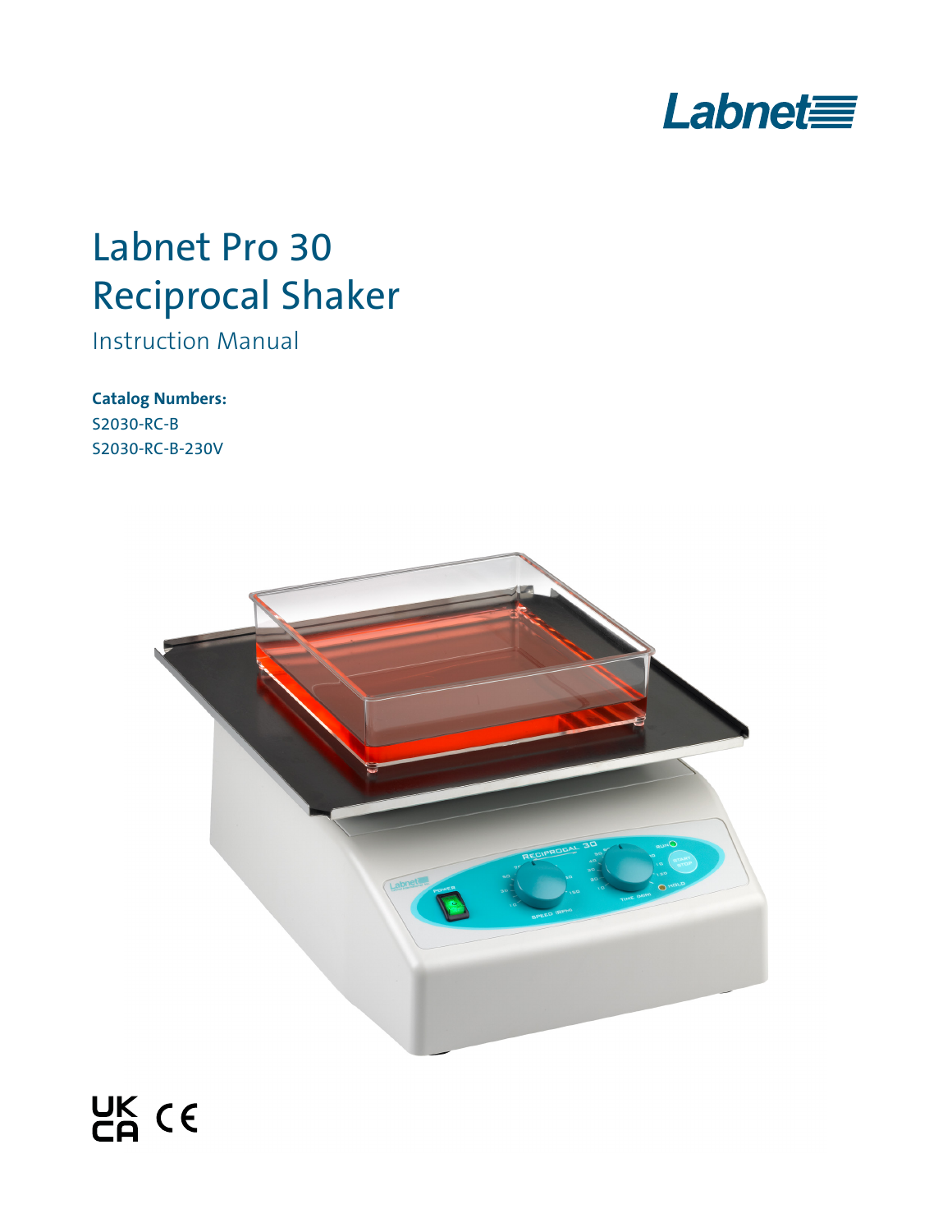Labnet

# Labnet Pro 30 Reciprocal Shaker

Instruction Manual

**Catalog Numbers:**

S2030-RC-B

S2030-RC-B-230V

UK CA CE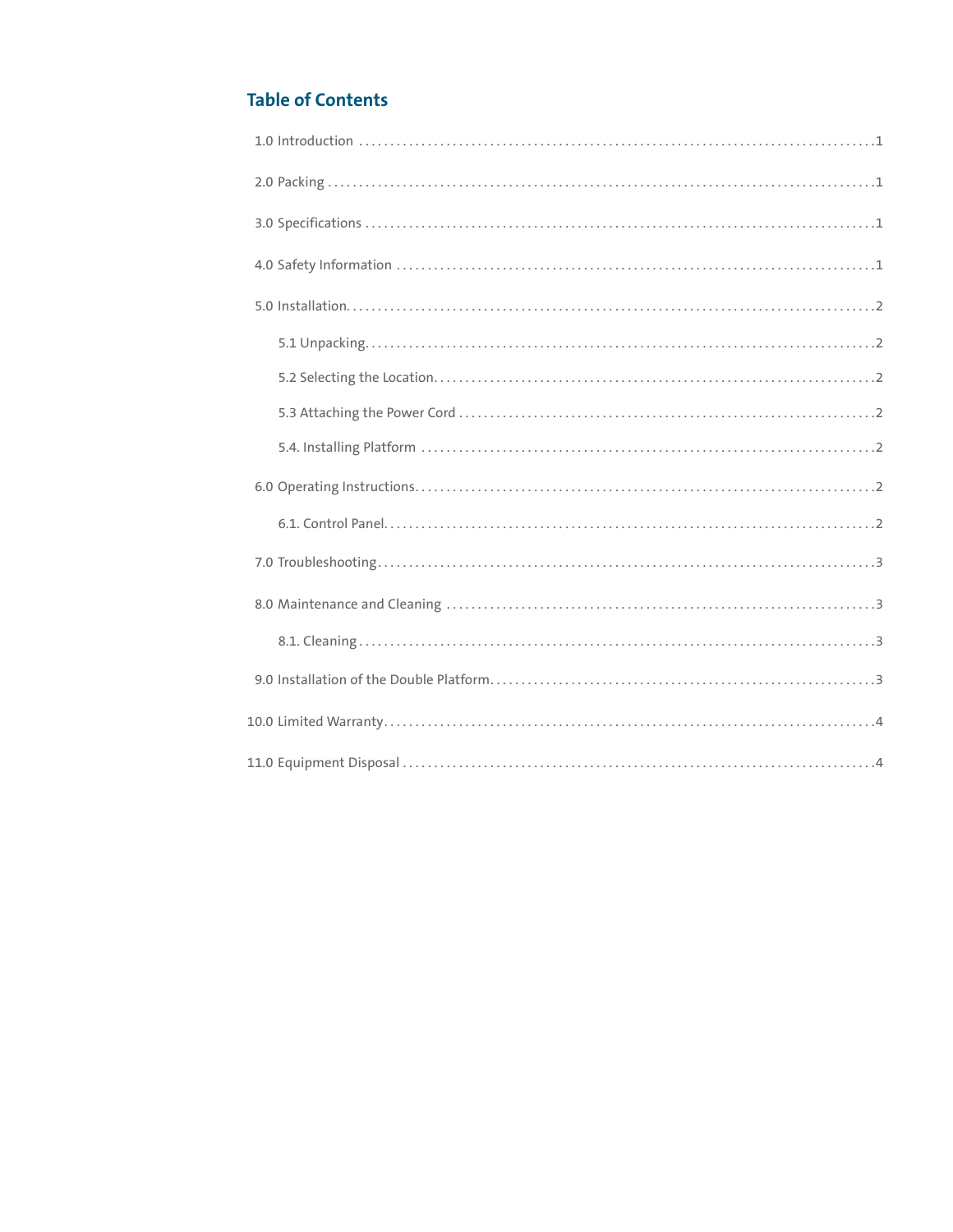## Table of Contents

1.0 Introduction .......................................................................................1

2.0 Packing ..............................................................................................1

3.0 Specifications .....................................................................................1

4.0 Safety Information ..............................................................................1

5.0 Installation...........................................................................................2

- 5.1 Unpacking.......................................................................................2
- 5.2 Selecting the Location.....................................................................2
- 5.3 Attaching the Power Cord ................................................................2
- 5.4. Installing Platform ..........................................................................2

6.0 Operating Instructions.........................................................................2

- 6.1. Control Panel..................................................................................2

7.0 Troubleshooting...................................................................................3

8.0 Maintenance and Cleaning ...................................................................3

- 8.1. Cleaning .........................................................................................3

9.0 Installation of the Double Platform..........................................................3

10.0 Limited Warranty..................................................................................4

11.0 Equipment Disposal ............................................................................4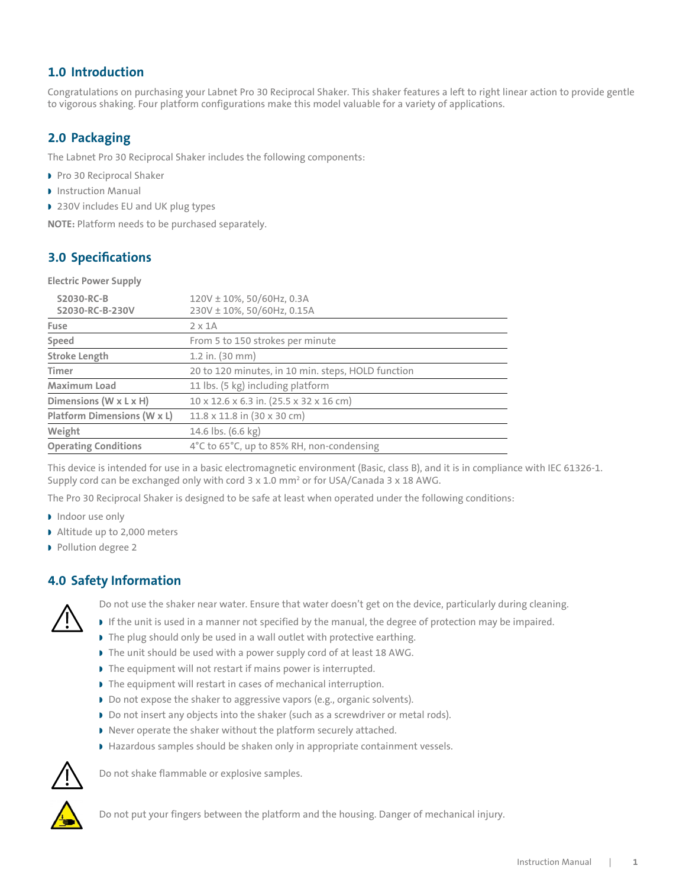## 1.0 Introduction

Congratulations on purchasing your Labnet Pro 30 Reciprocal Shaker. This shaker features a left to right linear action to provide gentle to vigorous shaking. Four platform configurations make this model valuable for a variety of applications.

## 2.0 Packaging

The Labnet Pro 30 Reciprocal Shaker includes the following components:

- Pro 30 Reciprocal Shaker
- Instruction Manual
- 230V includes EU and UK plug types

**NOTE:** Platform needs to be purchased separately.

## 3.0 Specifications

| **Electric Power Supply** | |
|---|---|
| **S2030-RC-B**<br>**S2030-RC-B-230V** | 120V ± 10%, 50/60Hz, 0.3A<br>230V ± 10%, 50/60Hz, 0.15A |
| **Fuse** | 2 x 1A |
| **Speed** | From 5 to 150 strokes per minute |
| **Stroke Length** | 1.2 in. (30 mm) |
| **Timer** | 20 to 120 minutes, in 10 min. steps, HOLD function |
| **Maximum Load** | 11 lbs. (5 kg) including platform |
| **Dimensions (W x L x H)** | 10 x 12.6 x 6.3 in. (25.5 x 32 x 16 cm) |
| **Platform Dimensions (W x L)** | 11.8 x 11.8 in (30 x 30 cm) |
| **Weight** | 14.6 lbs. (6.6 kg) |
| **Operating Conditions** | 4°C to 65°C, up to 85% RH, non-condensing |

This device is intended for use in a basic electromagnetic environment (Basic, class B), and it is in compliance with IEC 61326-1. Supply cord can be exchanged only with cord 3 x 1.0 mm² or for USA/Canada 3 x 18 AWG.

The Pro 30 Reciprocal Shaker is designed to be safe at least when operated under the following conditions:

- Indoor use only
- Altitude up to 2,000 meters
- Pollution degree 2

## 4.0 Safety Information

Do not use the shaker near water. Ensure that water doesn't get on the device, particularly during cleaning.

- If the unit is used in a manner not specified by the manual, the degree of protection may be impaired.
- The plug should only be used in a wall outlet with protective earthing.
- The unit should be used with a power supply cord of at least 18 AWG.
- The equipment will not restart if mains power is interrupted.
- The equipment will restart in cases of mechanical interruption.
- Do not expose the shaker to aggressive vapors (e.g., organic solvents).
- Do not insert any objects into the shaker (such as a screwdriver or metal rods).
- Never operate the shaker without the platform securely attached.
- Hazardous samples should be shaken only in appropriate containment vessels.

Do not shake flammable or explosive samples.

Do not put your fingers between the platform and the housing. Danger of mechanical injury.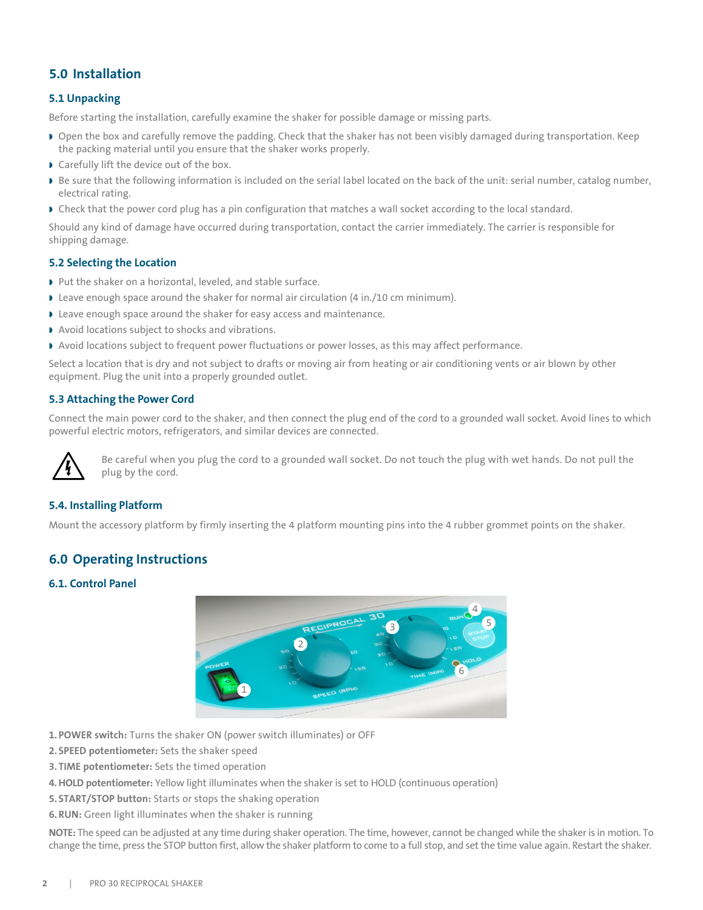## 5.0 Installation

### 5.1 Unpacking

Before starting the installation, carefully examine the shaker for possible damage or missing parts.

- Open the box and carefully remove the padding. Check that the shaker has not been visibly damaged during transportation. Keep the packing material until you ensure that the shaker works properly.
- Carefully lift the device out of the box.
- Be sure that the following information is included on the serial label located on the back of the unit: serial number, catalog number, electrical rating.
- Check that the power cord plug has a pin configuration that matches a wall socket according to the local standard.

Should any kind of damage have occurred during transportation, contact the carrier immediately. The carrier is responsible for shipping damage.

### 5.2 Selecting the Location

- Put the shaker on a horizontal, leveled, and stable surface.
- Leave enough space around the shaker for normal air circulation (4 in./10 cm minimum).
- Leave enough space around the shaker for easy access and maintenance.
- Avoid locations subject to shocks and vibrations.
- Avoid locations subject to frequent power fluctuations or power losses, as this may affect performance.

Select a location that is dry and not subject to drafts or moving air from heating or air conditioning vents or air blown by other equipment. Plug the unit into a properly grounded outlet.

### 5.3 Attaching the Power Cord

Connect the main power cord to the shaker, and then connect the plug end of the cord to a grounded wall socket. Avoid lines to which powerful electric motors, refrigerators, and similar devices are connected.

Be careful when you plug the cord to a grounded wall socket. Do not touch the plug with wet hands. Do not pull the plug by the cord.

### 5.4. Installing Platform

Mount the accessory platform by firmly inserting the 4 platform mounting pins into the 4 rubber grommet points on the shaker.

## 6.0 Operating Instructions

### 6.1. Control Panel

**1. POWER switch:** Turns the shaker ON (power switch illuminates) or OFF

**2. SPEED potentiometer:** Sets the shaker speed

**3. TIME potentiometer:** Sets the timed operation

**4. HOLD potentiometer:** Yellow light illuminates when the shaker is set to HOLD (continuous operation)

**5. START/STOP button:** Starts or stops the shaking operation

**6. RUN:** Green light illuminates when the shaker is running

**NOTE:** The speed can be adjusted at any time during shaker operation. The time, however, cannot be changed while the shaker is in motion. To change the time, press the STOP button first, allow the shaker platform to come to a full stop, and set the time value again. Restart the shaker.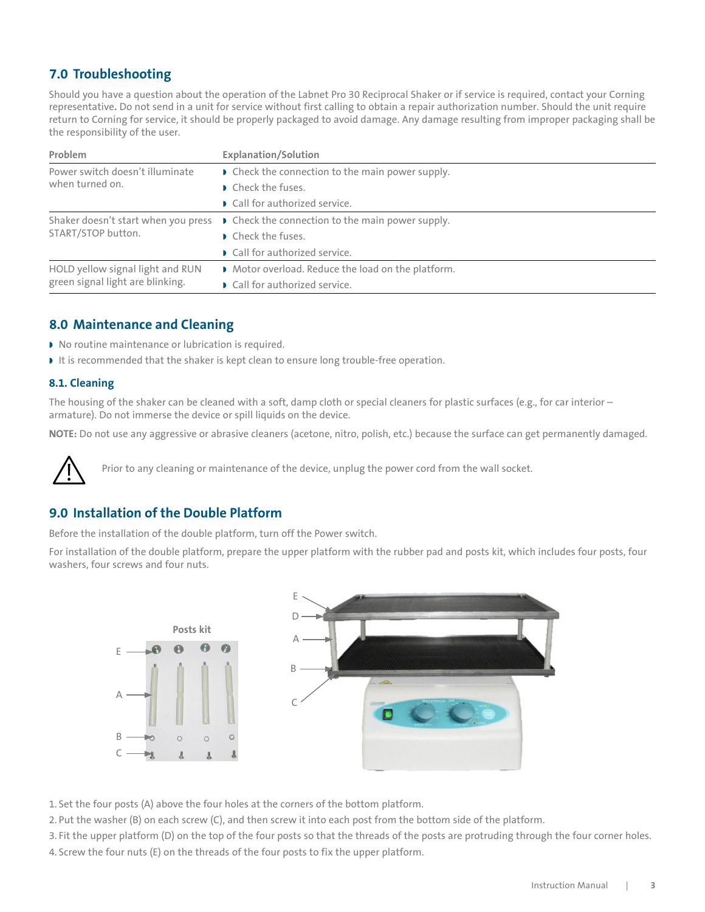## 7.0 Troubleshooting

Should you have a question about the operation of the Labnet Pro 30 Reciprocal Shaker or if service is required, contact your Corning representative**.** Do not send in a unit for service without first calling to obtain a repair authorization number. Should the unit require return to Corning for service, it should be properly packaged to avoid damage. Any damage resulting from improper packaging shall be the responsibility of the user.

| Problem | Explanation/Solution |
|---|---|
| Power switch doesn't illuminate when turned on. | ◗ Check the connection to the main power supply.<br>◗ Check the fuses.<br>◗ Call for authorized service. |
| Shaker doesn't start when you press START/STOP button. | ◗ Check the connection to the main power supply.<br>◗ Check the fuses.<br>◗ Call for authorized service. |
| HOLD yellow signal light and RUN green signal light are blinking. | ◗ Motor overload. Reduce the load on the platform.<br>◗ Call for authorized service. |

## 8.0 Maintenance and Cleaning

- No routine maintenance or lubrication is required.
- It is recommended that the shaker is kept clean to ensure long trouble-free operation.

### 8.1. Cleaning

The housing of the shaker can be cleaned with a soft, damp cloth or special cleaners for plastic surfaces (e.g., for car interior – armature). Do not immerse the device or spill liquids on the device.

**NOTE:** Do not use any aggressive or abrasive cleaners (acetone, nitro, polish, etc.) because the surface can get permanently damaged.

⚠ Prior to any cleaning or maintenance of the device, unplug the power cord from the wall socket.

## 9.0 Installation of the Double Platform

Before the installation of the double platform, turn off the Power switch.

For installation of the double platform, prepare the upper platform with the rubber pad and posts kit, which includes four posts, four washers, four screws and four nuts.

Posts kit

1. Set the four posts (A) above the four holes at the corners of the bottom platform.
2. Put the washer (B) on each screw (C), and then screw it into each post from the bottom side of the platform.
3. Fit the upper platform (D) on the top of the four posts so that the threads of the posts are protruding through the four corner holes.
4. Screw the four nuts (E) on the threads of the four posts to fix the upper platform.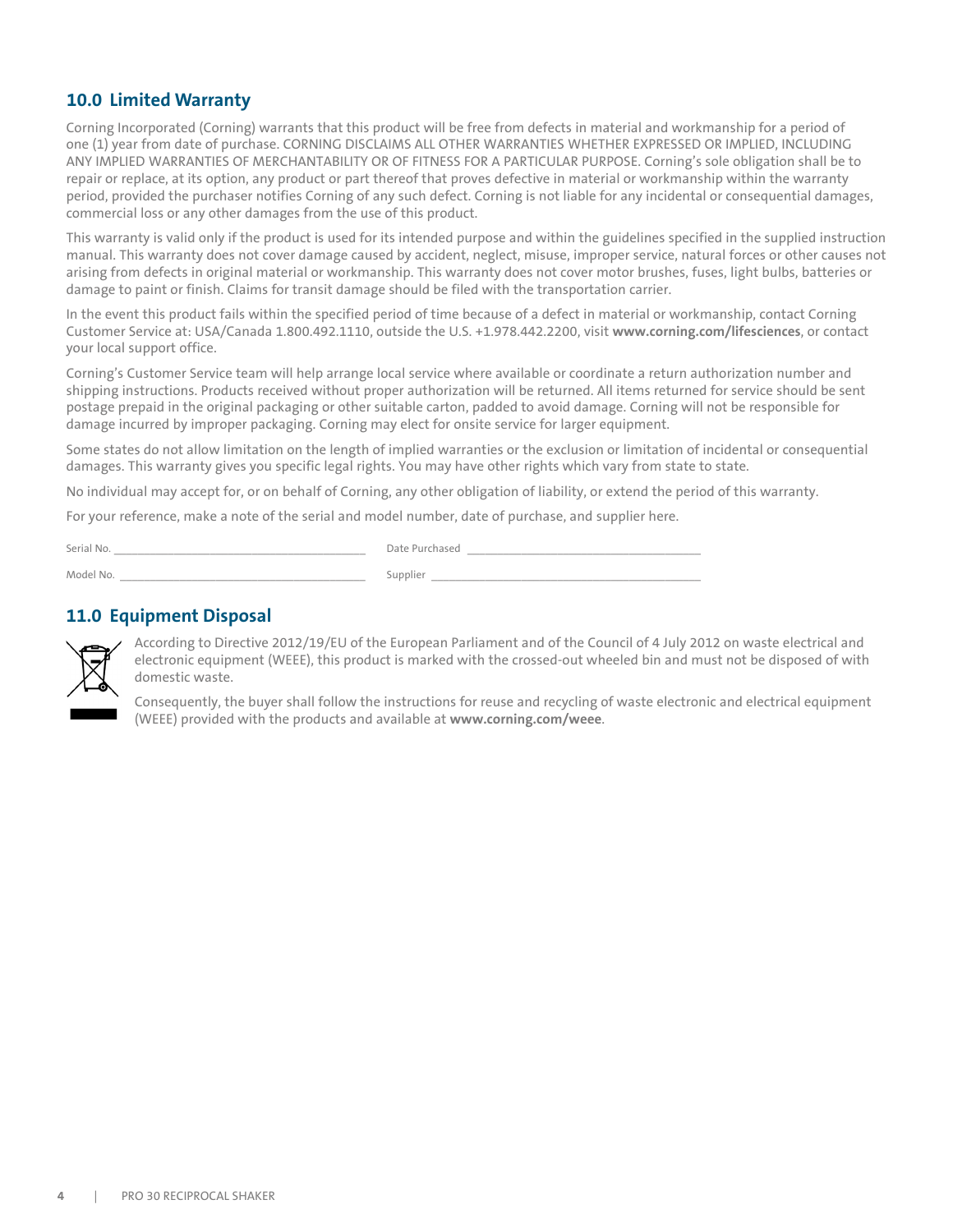## 10.0 Limited Warranty

Corning Incorporated (Corning) warrants that this product will be free from defects in material and workmanship for a period of one (1) year from date of purchase. CORNING DISCLAIMS ALL OTHER WARRANTIES WHETHER EXPRESSED OR IMPLIED, INCLUDING ANY IMPLIED WARRANTIES OF MERCHANTABILITY OR OF FITNESS FOR A PARTICULAR PURPOSE. Corning's sole obligation shall be to repair or replace, at its option, any product or part thereof that proves defective in material or workmanship within the warranty period, provided the purchaser notifies Corning of any such defect. Corning is not liable for any incidental or consequential damages, commercial loss or any other damages from the use of this product.

This warranty is valid only if the product is used for its intended purpose and within the guidelines specified in the supplied instruction manual. This warranty does not cover damage caused by accident, neglect, misuse, improper service, natural forces or other causes not arising from defects in original material or workmanship. This warranty does not cover motor brushes, fuses, light bulbs, batteries or damage to paint or finish. Claims for transit damage should be filed with the transportation carrier.

In the event this product fails within the specified period of time because of a defect in material or workmanship, contact Corning Customer Service at: USA/Canada 1.800.492.1110, outside the U.S. +1.978.442.2200, visit **www.corning.com/lifesciences**, or contact your local support office.

Corning's Customer Service team will help arrange local service where available or coordinate a return authorization number and shipping instructions. Products received without proper authorization will be returned. All items returned for service should be sent postage prepaid in the original packaging or other suitable carton, padded to avoid damage. Corning will not be responsible for damage incurred by improper packaging. Corning may elect for onsite service for larger equipment.

Some states do not allow limitation on the length of implied warranties or the exclusion or limitation of incidental or consequential damages. This warranty gives you specific legal rights. You may have other rights which vary from state to state.

No individual may accept for, or on behalf of Corning, any other obligation of liability, or extend the period of this warranty.

For your reference, make a note of the serial and model number, date of purchase, and supplier here.

Serial No. ______________________ Date Purchased ______________________

Model No. ______________________ Supplier ______________________

## 11.0 Equipment Disposal

According to Directive 2012/19/EU of the European Parliament and of the Council of 4 July 2012 on waste electrical and electronic equipment (WEEE), this product is marked with the crossed-out wheeled bin and must not be disposed of with domestic waste.

Consequently, the buyer shall follow the instructions for reuse and recycling of waste electronic and electrical equipment (WEEE) provided with the products and available at **www.corning.com/weee**.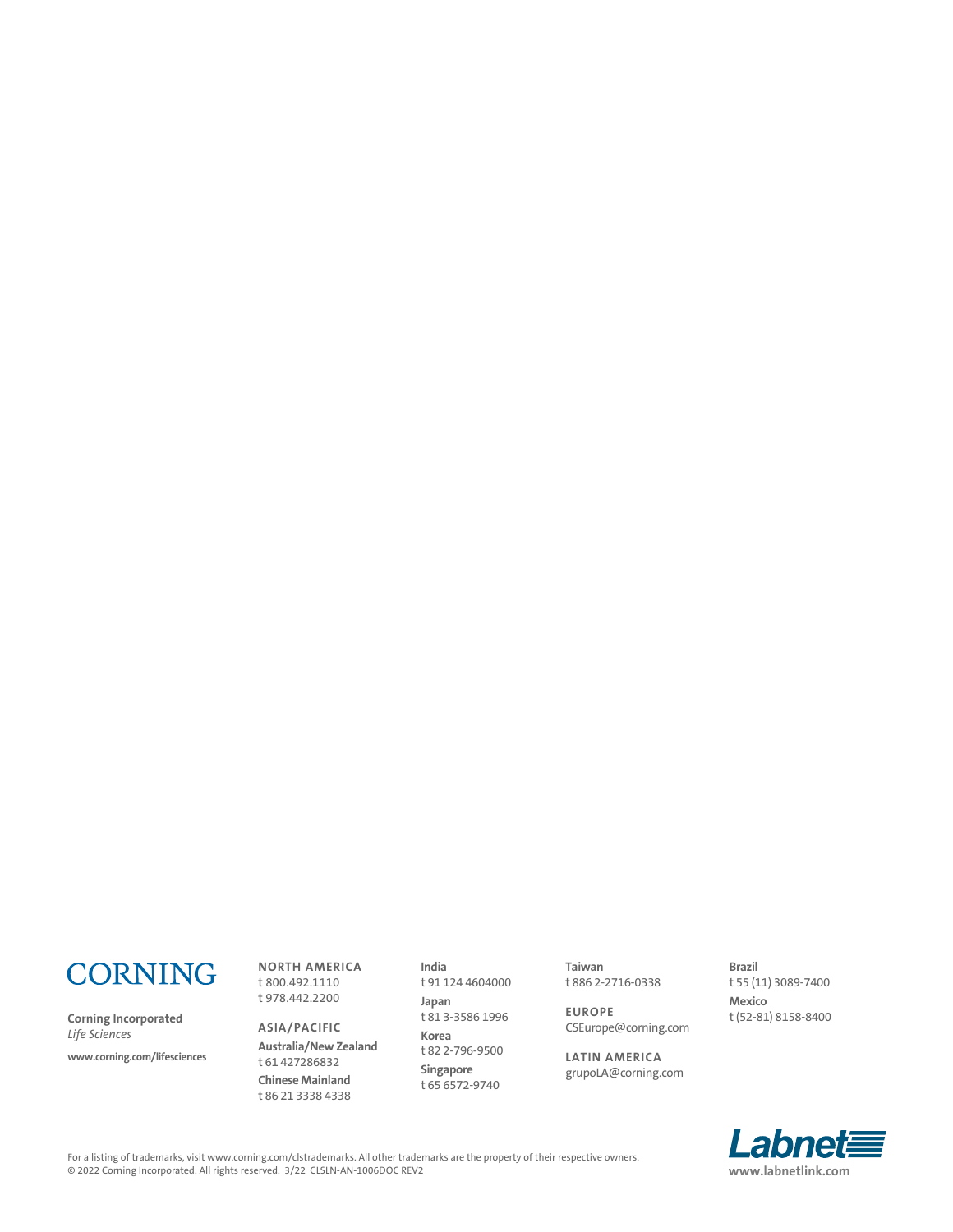CORNING

**Corning Incorporated**
*Life Sciences*

**www.corning.com/lifesciences**

**NORTH AMERICA**
t 800.492.1110
t 978.442.2200

**ASIA/PACIFIC**

**Australia/New Zealand**
t 61 427286832

**Chinese Mainland**
t 86 21 3338 4338

**India**
t 91 124 4604000

**Japan**
t 81 3-3586 1996

**Korea**
t 82 2-796-9500

**Singapore**
t 65 6572-9740

**Taiwan**
t 886 2-2716-0338

**EUROPE**
CSEurope@corning.com

**LATIN AMERICA**
grupoLA@corning.com

**Brazil**
t 55 (11) 3089-7400

**Mexico**
t (52-81) 8158-8400

Labnet
www.labnetlink.com

For a listing of trademarks, visit www.corning.com/clstrademarks. All other trademarks are the property of their respective owners.
© 2022 Corning Incorporated. All rights reserved. 3/22 CLSLN-AN-1006DOC REV2